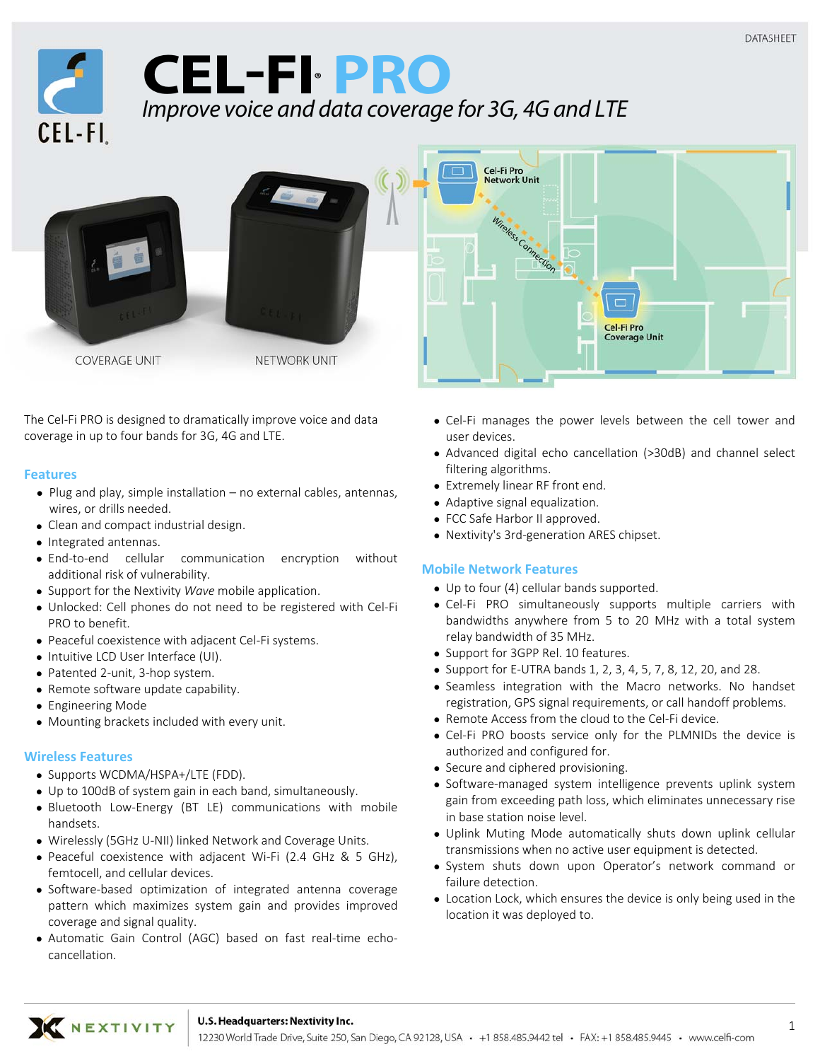DATASHEET

# CEL-FI PRO

*Improve voice and data coverage for 3G, 4G and LTE*

COVERAGE UNIT

NETWORK UNIT

The Cel-Fi PRO is designed to dramatically improve voice and data coverage in up to four bands for 3G, 4G and LTE.

## Features

- Plug and play, simple installation – no external cables, antennas, wires, or drills needed.
- Clean and compact industrial design.
- Integrated antennas.
- End-to-end cellular communication encryption without additional risk of vulnerability.
- Support for the Nextivity *Wave* mobile application.
- Unlocked: Cell phones do not need to be registered with Cel-Fi PRO to benefit.
- Peaceful coexistence with adjacent Cel-Fi systems.
- Intuitive LCD User Interface (UI).
- Patented 2-unit, 3-hop system.
- Remote software update capability.
- Engineering Mode
- Mounting brackets included with every unit.

## Wireless Features

- Supports WCDMA/HSPA+/LTE (FDD).
- Up to 100dB of system gain in each band, simultaneously.
- Bluetooth Low-Energy (BT LE) communications with mobile handsets.
- Wirelessly (5GHz U-NII) linked Network and Coverage Units.
- Peaceful coexistence with adjacent Wi-Fi (2.4 GHz & 5 GHz), femtocell, and cellular devices.
- Software-based optimization of integrated antenna coverage pattern which maximizes system gain and provides improved coverage and signal quality.
- Automatic Gain Control (AGC) based on fast real-time echo-cancellation.
- Cel-Fi manages the power levels between the cell tower and user devices.
- Advanced digital echo cancellation (>30dB) and channel select filtering algorithms.
- Extremely linear RF front end.
- Adaptive signal equalization.
- FCC Safe Harbor II approved.
- Nextivity's 3rd-generation ARES chipset.

## Mobile Network Features

- Up to four (4) cellular bands supported.
- Cel-Fi PRO simultaneously supports multiple carriers with bandwidths anywhere from 5 to 20 MHz with a total system relay bandwidth of 35 MHz.
- Support for 3GPP Rel. 10 features.
- Support for E-UTRA bands 1, 2, 3, 4, 5, 7, 8, 12, 20, and 28.
- Seamless integration with the Macro networks. No handset registration, GPS signal requirements, or call handoff problems.
- Remote Access from the cloud to the Cel-Fi device.
- Cel-Fi PRO boosts service only for the PLMNIDs the device is authorized and configured for.
- Secure and ciphered provisioning.
- Software-managed system intelligence prevents uplink system gain from exceeding path loss, which eliminates unnecessary rise in base station noise level.
- Uplink Muting Mode automatically shuts down uplink cellular transmissions when no active user equipment is detected.
- System shuts down upon Operator's network command or failure detection.
- Location Lock, which ensures the device is only being used in the location it was deployed to.

**U.S. Headquarters: Nextivity Inc.**
12230 World Trade Drive, Suite 250, San Diego, CA 92128, USA • +1 858.485.9442 tel • FAX: +1 858.485.9445 • www.celfi-com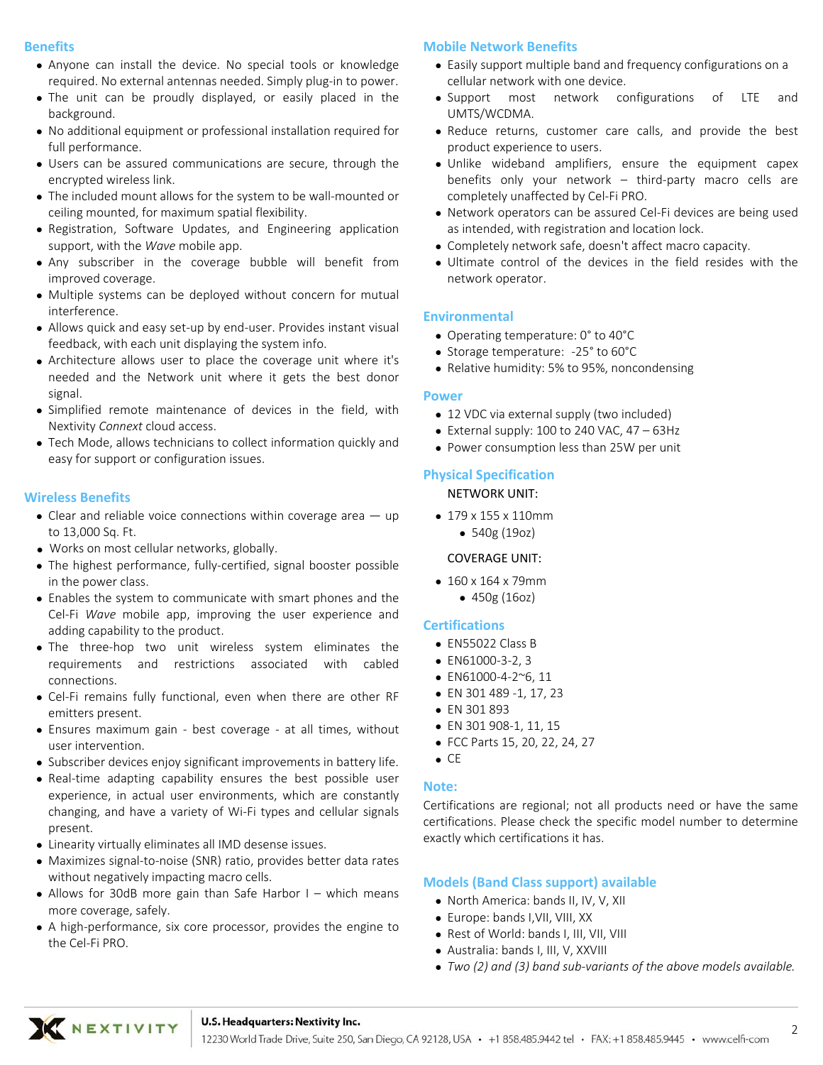## Benefits

- Anyone can install the device. No special tools or knowledge required. No external antennas needed. Simply plug-in to power.
- The unit can be proudly displayed, or easily placed in the background.
- No additional equipment or professional installation required for full performance.
- Users can be assured communications are secure, through the encrypted wireless link.
- The included mount allows for the system to be wall-mounted or ceiling mounted, for maximum spatial flexibility.
- Registration, Software Updates, and Engineering application support, with the *Wave* mobile app.
- Any subscriber in the coverage bubble will benefit from improved coverage.
- Multiple systems can be deployed without concern for mutual interference.
- Allows quick and easy set-up by end-user. Provides instant visual feedback, with each unit displaying the system info.
- Architecture allows user to place the coverage unit where it's needed and the Network unit where it gets the best donor signal.
- Simplified remote maintenance of devices in the field, with Nextivity *Connext* cloud access.
- Tech Mode, allows technicians to collect information quickly and easy for support or configuration issues.

## Wireless Benefits

- Clear and reliable voice connections within coverage area — up to 13,000 Sq. Ft.
- Works on most cellular networks, globally.
- The highest performance, fully-certified, signal booster possible in the power class.
- Enables the system to communicate with smart phones and the Cel-Fi *Wave* mobile app, improving the user experience and adding capability to the product.
- The three-hop two unit wireless system eliminates the requirements and restrictions associated with cabled connections.
- Cel-Fi remains fully functional, even when there are other RF emitters present.
- Ensures maximum gain - best coverage - at all times, without user intervention.
- Subscriber devices enjoy significant improvements in battery life.
- Real-time adapting capability ensures the best possible user experience, in actual user environments, which are constantly changing, and have a variety of Wi-Fi types and cellular signals present.
- Linearity virtually eliminates all IMD desense issues.
- Maximizes signal-to-noise (SNR) ratio, provides better data rates without negatively impacting macro cells.
- Allows for 30dB more gain than Safe Harbor I – which means more coverage, safely.
- A high-performance, six core processor, provides the engine to the Cel-Fi PRO.

## Mobile Network Benefits

- Easily support multiple band and frequency configurations on a cellular network with one device.
- Support most network configurations of LTE and UMTS/WCDMA.
- Reduce returns, customer care calls, and provide the best product experience to users.
- Unlike wideband amplifiers, ensure the equipment capex benefits only your network – third-party macro cells are completely unaffected by Cel-Fi PRO.
- Network operators can be assured Cel-Fi devices are being used as intended, with registration and location lock.
- Completely network safe, doesn't affect macro capacity.
- Ultimate control of the devices in the field resides with the network operator.

## Environmental

- Operating temperature: 0° to 40°C
- Storage temperature: -25° to 60°C
- Relative humidity: 5% to 95%, noncondensing

## Power

- 12 VDC via external supply (two included)
- External supply: 100 to 240 VAC, 47 – 63Hz
- Power consumption less than 25W per unit

## Physical Specification

NETWORK UNIT:

- 179 x 155 x 110mm
  - 540g (19oz)

COVERAGE UNIT:

- 160 x 164 x 79mm
  - 450g (16oz)

## Certifications

- EN55022 Class B
- EN61000-3-2, 3
- EN61000-4-2~6, 11
- EN 301 489 -1, 17, 23
- EN 301 893
- EN 301 908-1, 11, 15
- FCC Parts 15, 20, 22, 24, 27
- CE

## Note:

Certifications are regional; not all products need or have the same certifications. Please check the specific model number to determine exactly which certifications it has.

## Models (Band Class support) available

- North America: bands II, IV, V, XII
- Europe: bands I,VII, VIII, XX
- Rest of World: bands I, III, VII, VIII
- Australia: bands I, III, V, XXVIII
- *Two (2) and (3) band sub-variants of the above models available.*

NEXTIVITY

**U.S. Headquarters: Nextivity Inc.**
12230 World Trade Drive, Suite 250, San Diego, CA 92128, USA • +1 858.485.9442 tel • FAX: +1 858.485.9445 • www.celfi-com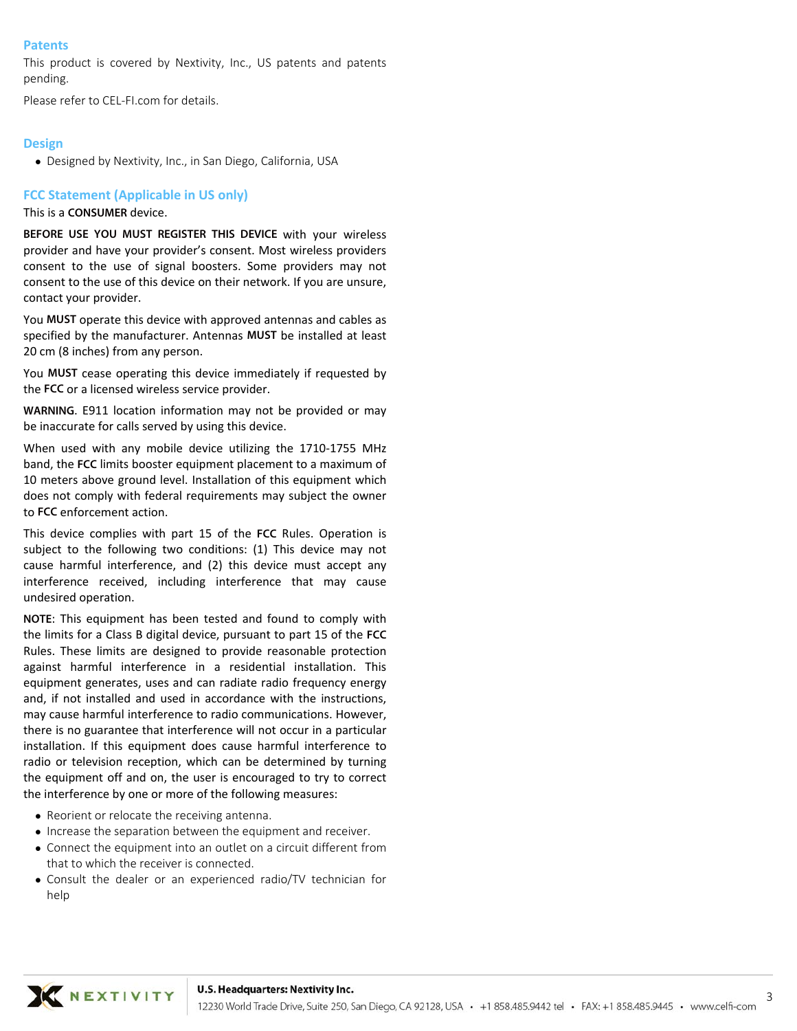## Patents

This product is covered by Nextivity, Inc., US patents and patents pending.

Please refer to CEL-FI.com for details.

## Design

- Designed by Nextivity, Inc., in San Diego, California, USA

## FCC Statement (Applicable in US only)

This is a **CONSUMER** device.

**BEFORE USE YOU MUST REGISTER THIS DEVICE** with your wireless provider and have your provider's consent. Most wireless providers consent to the use of signal boosters. Some providers may not consent to the use of this device on their network. If you are unsure, contact your provider.

You **MUST** operate this device with approved antennas and cables as specified by the manufacturer. Antennas **MUST** be installed at least 20 cm (8 inches) from any person.

You **MUST** cease operating this device immediately if requested by the **FCC** or a licensed wireless service provider.

**WARNING**. E911 location information may not be provided or may be inaccurate for calls served by using this device.

When used with any mobile device utilizing the 1710-1755 MHz band, the **FCC** limits booster equipment placement to a maximum of 10 meters above ground level. Installation of this equipment which does not comply with federal requirements may subject the owner to **FCC** enforcement action.

This device complies with part 15 of the **FCC** Rules. Operation is subject to the following two conditions: (1) This device may not cause harmful interference, and (2) this device must accept any interference received, including interference that may cause undesired operation.

**NOTE**: This equipment has been tested and found to comply with the limits for a Class B digital device, pursuant to part 15 of the **FCC** Rules. These limits are designed to provide reasonable protection against harmful interference in a residential installation. This equipment generates, uses and can radiate radio frequency energy and, if not installed and used in accordance with the instructions, may cause harmful interference to radio communications. However, there is no guarantee that interference will not occur in a particular installation. If this equipment does cause harmful interference to radio or television reception, which can be determined by turning the equipment off and on, the user is encouraged to try to correct the interference by one or more of the following measures:

- Reorient or relocate the receiving antenna.
- Increase the separation between the equipment and receiver.
- Connect the equipment into an outlet on a circuit different from that to which the receiver is connected.
- Consult the dealer or an experienced radio/TV technician for help